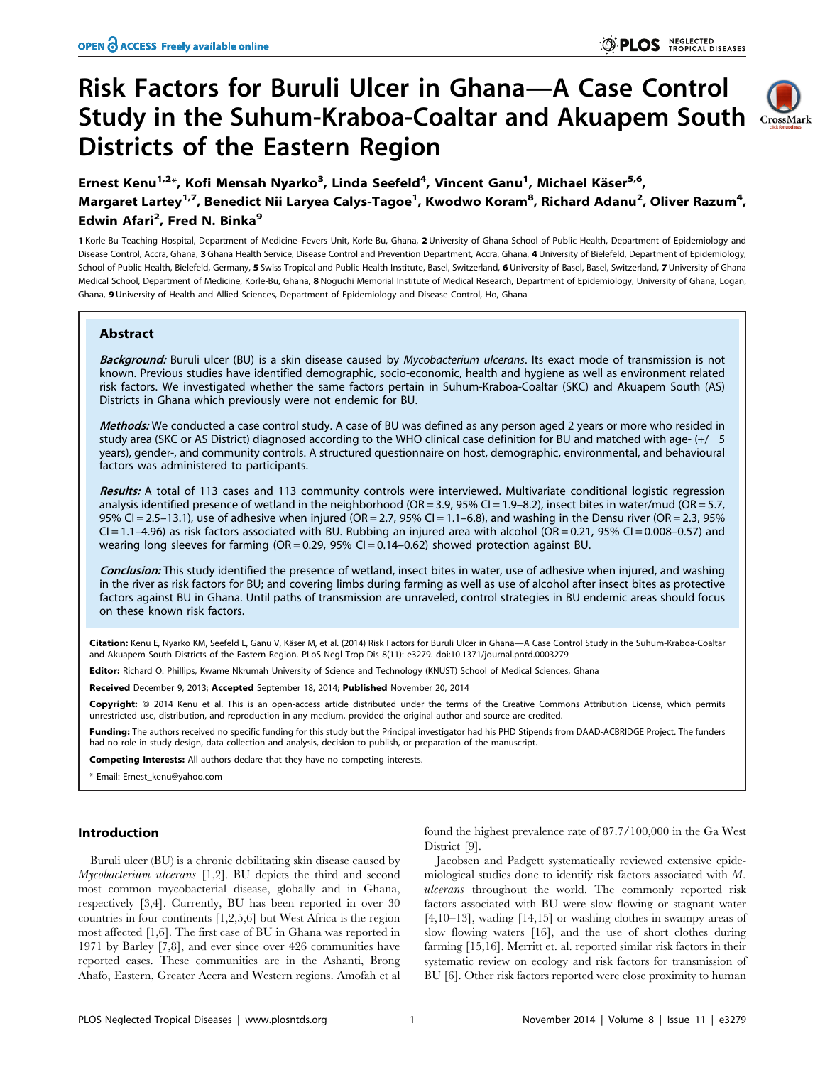# Risk Factors for Buruli Ulcer in Ghana—A Case Control Study in the Suhum-Kraboa-Coaltar and Akuapem South Districts of the Eastern Region

**Ernest Kenu[1,2]*, Kofi Mensah Nyarko[3], Linda Seefeld[4], Vincent Ganu[1], Michael Käser[5,6], Margaret Lartey[1,7], Benedict Nii Laryea Calys-Tagoe[1], Kwodwo Koram[8], Richard Adanu[2], Oliver Razum[4], Edwin Afari[2], Fred N. Binka[9]**

1 Korle-Bu Teaching Hospital, Department of Medicine–Fevers Unit, Korle-Bu, Ghana, 2 University of Ghana School of Public Health, Department of Epidemiology and Disease Control, Accra, Ghana, 3 Ghana Health Service, Disease Control and Prevention Department, Accra, Ghana, 4 University of Bielefeld, Department of Epidemiology, School of Public Health, Bielefeld, Germany, 5 Swiss Tropical and Public Health Institute, Basel, Switzerland, 6 University of Basel, Basel, Switzerland, 7 University of Ghana Medical School, Department of Medicine, Korle-Bu, Ghana, 8 Noguchi Memorial Institute of Medical Research, Department of Epidemiology, University of Ghana, Logan, Ghana, 9 University of Health and Allied Sciences, Department of Epidemiology and Disease Control, Ho, Ghana

## Abstract

***Background:*** Buruli ulcer (BU) is a skin disease caused by *Mycobacterium ulcerans*. Its exact mode of transmission is not known. Previous studies have identified demographic, socio-economic, health and hygiene as well as environment related risk factors. We investigated whether the same factors pertain in Suhum-Kraboa-Coaltar (SKC) and Akuapem South (AS) Districts in Ghana which previously were not endemic for BU.

***Methods:*** We conducted a case control study. A case of BU was defined as any person aged 2 years or more who resided in study area (SKC or AS District) diagnosed according to the WHO clinical case definition for BU and matched with age- (+/−5 years), gender-, and community controls. A structured questionnaire on host, demographic, environmental, and behavioural factors was administered to participants.

***Results:*** A total of 113 cases and 113 community controls were interviewed. Multivariate conditional logistic regression analysis identified presence of wetland in the neighborhood (OR = 3.9, 95% CI = 1.9–8.2), insect bites in water/mud (OR = 5.7, 95% CI = 2.5–13.1), use of adhesive when injured (OR = 2.7, 95% CI = 1.1–6.8), and washing in the Densu river (OR = 2.3, 95% CI = 1.1–4.96) as risk factors associated with BU. Rubbing an injured area with alcohol (OR = 0.21, 95% CI = 0.008–0.57) and wearing long sleeves for farming (OR = 0.29, 95% CI = 0.14–0.62) showed protection against BU.

***Conclusion:*** This study identified the presence of wetland, insect bites in water, use of adhesive when injured, and washing in the river as risk factors for BU; and covering limbs during farming as well as use of alcohol after insect bites as protective factors against BU in Ghana. Until paths of transmission are unraveled, control strategies in BU endemic areas should focus on these known risk factors.

**Citation:** Kenu E, Nyarko KM, Seefeld L, Ganu V, Käser M, et al. (2014) Risk Factors for Buruli Ulcer in Ghana—A Case Control Study in the Suhum-Kraboa-Coaltar and Akuapem South Districts of the Eastern Region. PLoS Negl Trop Dis 8(11): e3279. doi:10.1371/journal.pntd.0003279

**Editor:** Richard O. Phillips, Kwame Nkrumah University of Science and Technology (KNUST) School of Medical Sciences, Ghana

**Received** December 9, 2013; **Accepted** September 18, 2014; **Published** November 20, 2014

**Copyright:** © 2014 Kenu et al. This is an open-access article distributed under the terms of the Creative Commons Attribution License, which permits unrestricted use, distribution, and reproduction in any medium, provided the original author and source are credited.

**Funding:** The authors received no specific funding for this study but the Principal investigator had his PHD Stipends from DAAD-ACBRIDGE Project. The funders had no role in study design, data collection and analysis, decision to publish, or preparation of the manuscript.

**Competing Interests:** All authors declare that they have no competing interests.

\* Email: Ernest_kenu@yahoo.com

## Introduction

Buruli ulcer (BU) is a chronic debilitating skin disease caused by *Mycobacterium ulcerans* [1,2]. BU depicts the third and second most common mycobacterial disease, globally and in Ghana, respectively [3,4]. Currently, BU has been reported in over 30 countries in four continents [1,2,5,6] but West Africa is the region most affected [1,6]. The first case of BU in Ghana was reported in 1971 by Barley [7,8], and ever since over 426 communities have reported cases. These communities are in the Ashanti, Brong Ahafo, Eastern, Greater Accra and Western regions. Amofah et al found the highest prevalence rate of 87.7/100,000 in the Ga West District [9].

Jacobsen and Padgett systematically reviewed extensive epidemiological studies done to identify risk factors associated with *M. ulcerans* throughout the world. The commonly reported risk factors associated with BU were slow flowing or stagnant water [4,10–13], wading [14,15] or washing clothes in swampy areas of slow flowing waters [16], and the use of short clothes during farming [15,16]. Merritt et. al. reported similar risk factors in their systematic review on ecology and risk factors for transmission of BU [6]. Other risk factors reported were close proximity to human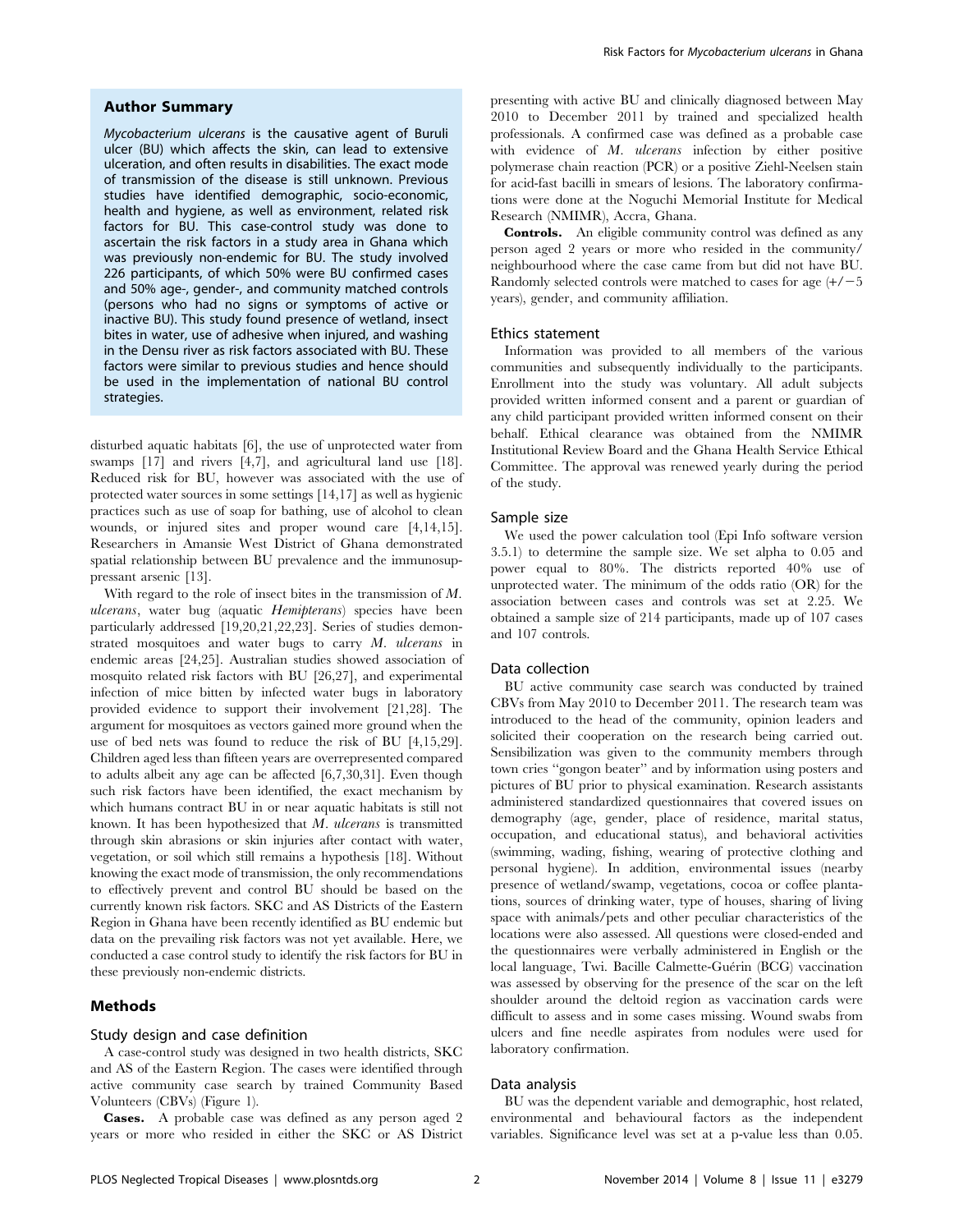## Author Summary

*Mycobacterium ulcerans* is the causative agent of Buruli ulcer (BU) which affects the skin, can lead to extensive ulceration, and often results in disabilities. The exact mode of transmission of the disease is still unknown. Previous studies have identified demographic, socio-economic, health and hygiene, as well as environment, related risk factors for BU. This case-control study was done to ascertain the risk factors in a study area in Ghana which was previously non-endemic for BU. The study involved 226 participants, of which 50% were BU confirmed cases and 50% age-, gender-, and community matched controls (persons who had no signs or symptoms of active or inactive BU). This study found presence of wetland, insect bites in water, use of adhesive when injured, and washing in the Densu river as risk factors associated with BU. These factors were similar to previous studies and hence should be used in the implementation of national BU control strategies.

disturbed aquatic habitats [6], the use of unprotected water from swamps [17] and rivers [4,7], and agricultural land use [18]. Reduced risk for BU, however was associated with the use of protected water sources in some settings [14,17] as well as hygienic practices such as use of soap for bathing, use of alcohol to clean wounds, or injured sites and proper wound care [4,14,15]. Researchers in Amansie West District of Ghana demonstrated spatial relationship between BU prevalence and the immunosuppressant arsenic [13].

With regard to the role of insect bites in the transmission of *M. ulcerans*, water bug (aquatic *Hemipterans*) species have been particularly addressed [19,20,21,22,23]. Series of studies demonstrated mosquitoes and water bugs to carry *M. ulcerans* in endemic areas [24,25]. Australian studies showed association of mosquito related risk factors with BU [26,27], and experimental infection of mice bitten by infected water bugs in laboratory provided evidence to support their involvement [21,28]. The argument for mosquitoes as vectors gained more ground when the use of bed nets was found to reduce the risk of BU [4,15,29]. Children aged less than fifteen years are overrepresented compared to adults albeit any age can be affected [6,7,30,31]. Even though such risk factors have been identified, the exact mechanism by which humans contract BU in or near aquatic habitats is still not known. It has been hypothesized that *M. ulcerans* is transmitted through skin abrasions or skin injuries after contact with water, vegetation, or soil which still remains a hypothesis [18]. Without knowing the exact mode of transmission, the only recommendations to effectively prevent and control BU should be based on the currently known risk factors. SKC and AS Districts of the Eastern Region in Ghana have been recently identified as BU endemic but data on the prevailing risk factors was not yet available. Here, we conducted a case control study to identify the risk factors for BU in these previously non-endemic districts.

## Methods

### Study design and case definition

A case-control study was designed in two health districts, SKC and AS of the Eastern Region. The cases were identified through active community case search by trained Community Based Volunteers (CBVs) (Figure 1).

**Cases.** A probable case was defined as any person aged 2 years or more who resided in either the SKC or AS District presenting with active BU and clinically diagnosed between May 2010 to December 2011 by trained and specialized health professionals. A confirmed case was defined as a probable case with evidence of *M. ulcerans* infection by either positive polymerase chain reaction (PCR) or a positive Ziehl-Neelsen stain for acid-fast bacilli in smears of lesions. The laboratory confirmations were done at the Noguchi Memorial Institute for Medical Research (NMIMR), Accra, Ghana.

**Controls.** An eligible community control was defined as any person aged 2 years or more who resided in the community/neighbourhood where the case came from but did not have BU. Randomly selected controls were matched to cases for age (+/−5 years), gender, and community affiliation.

### Ethics statement

Information was provided to all members of the various communities and subsequently individually to the participants. Enrollment into the study was voluntary. All adult subjects provided written informed consent and a parent or guardian of any child participant provided written informed consent on their behalf. Ethical clearance was obtained from the NMIMR Institutional Review Board and the Ghana Health Service Ethical Committee. The approval was renewed yearly during the period of the study.

### Sample size

We used the power calculation tool (Epi Info software version 3.5.1) to determine the sample size. We set alpha to 0.05 and power equal to 80%. The districts reported 40% use of unprotected water. The minimum of the odds ratio (OR) for the association between cases and controls was set at 2.25. We obtained a sample size of 214 participants, made up of 107 cases and 107 controls.

### Data collection

BU active community case search was conducted by trained CBVs from May 2010 to December 2011. The research team was introduced to the head of the community, opinion leaders and solicited their cooperation on the research being carried out. Sensibilization was given to the community members through town cries "gongon beater" and by information using posters and pictures of BU prior to physical examination. Research assistants administered standardized questionnaires that covered issues on demography (age, gender, place of residence, marital status, occupation, and educational status), and behavioral activities (swimming, wading, fishing, wearing of protective clothing and personal hygiene). In addition, environmental issues (nearby presence of wetland/swamp, vegetations, cocoa or coffee plantations, sources of drinking water, type of houses, sharing of living space with animals/pets and other peculiar characteristics of the locations were also assessed. All questions were closed-ended and the questionnaires were verbally administered in English or the local language, Twi. Bacille Calmette-Guérin (BCG) vaccination was assessed by observing for the presence of the scar on the left shoulder around the deltoid region as vaccination cards were difficult to assess and in some cases missing. Wound swabs from ulcers and fine needle aspirates from nodules were used for laboratory confirmation.

### Data analysis

BU was the dependent variable and demographic, host related, environmental and behavioural factors as the independent variables. Significance level was set at a p-value less than 0.05.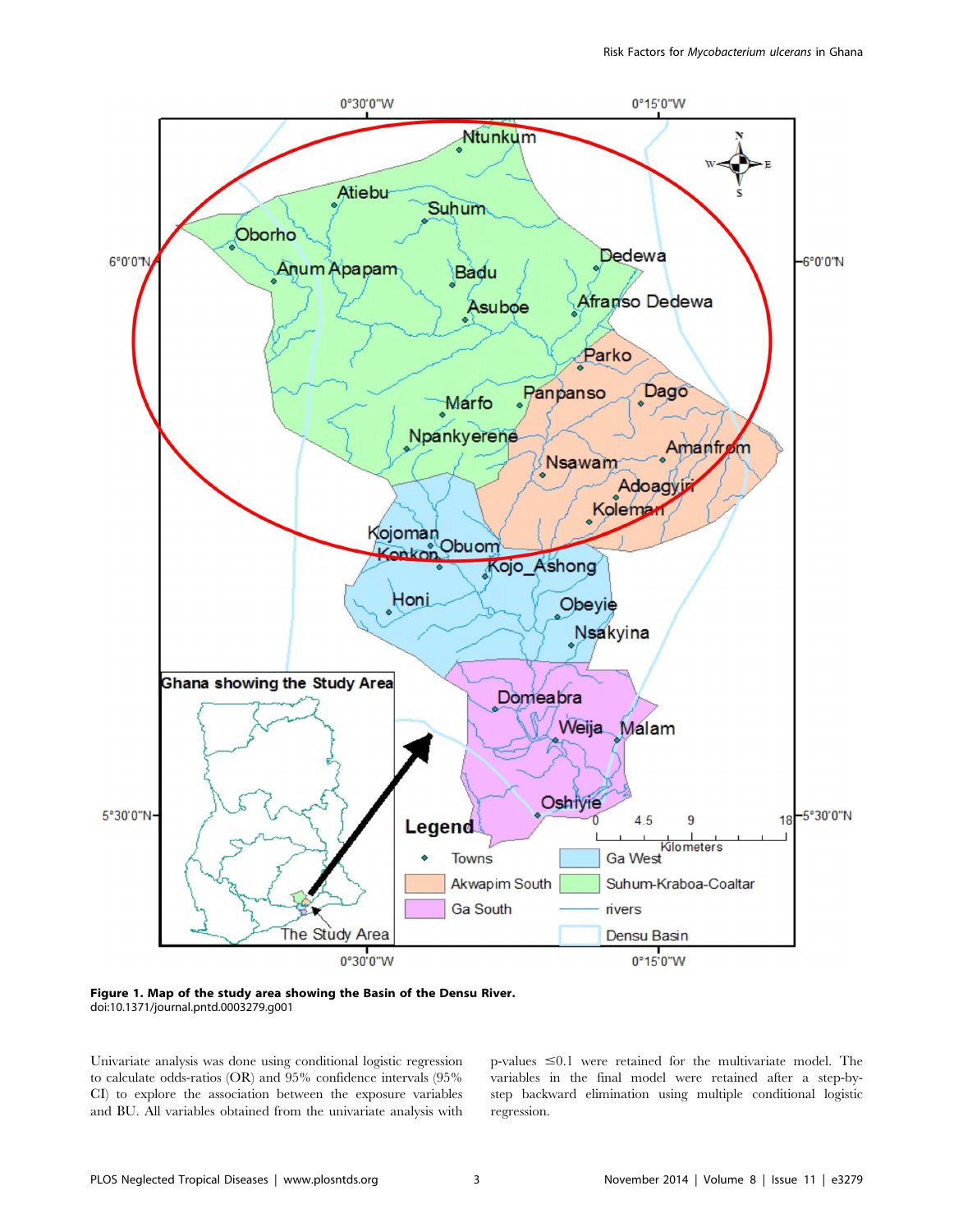**Figure 1. Map of the study area showing the Basin of the Densu River.**
doi:10.1371/journal.pntd.0003279.g001

Univariate analysis was done using conditional logistic regression to calculate odds-ratios (OR) and 95% confidence intervals (95% CI) to explore the association between the exposure variables and BU. All variables obtained from the univariate analysis with p-values $\leq 0.1$ were retained for the multivariate model. The variables in the final model were retained after a step-by-step backward elimination using multiple conditional logistic regression.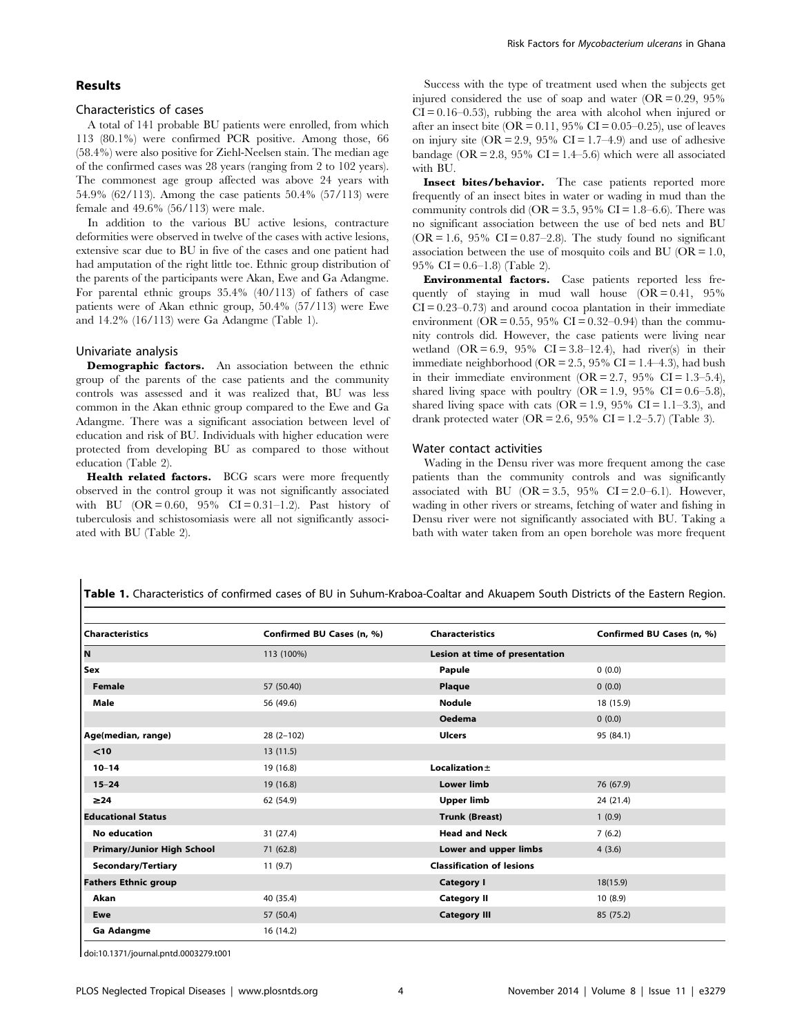## Results

### Characteristics of cases

A total of 141 probable BU patients were enrolled, from which 113 (80.1%) were confirmed PCR positive. Among those, 66 (58.4%) were also positive for Ziehl-Neelsen stain. The median age of the confirmed cases was 28 years (ranging from 2 to 102 years). The commonest age group affected was above 24 years with 54.9% (62/113). Among the case patients 50.4% (57/113) were female and 49.6% (56/113) were male.

In addition to the various BU active lesions, contracture deformities were observed in twelve of the cases with active lesions, extensive scar due to BU in five of the cases and one patient had had amputation of the right little toe. Ethnic group distribution of the parents of the participants were Akan, Ewe and Ga Adangme. For parental ethnic groups 35.4% (40/113) of fathers of case patients were of Akan ethnic group, 50.4% (57/113) were Ewe and 14.2% (16/113) were Ga Adangme (Table 1).

### Univariate analysis

**Demographic factors.** An association between the ethnic group of the parents of the case patients and the community controls was assessed and it was realized that, BU was less common in the Akan ethnic group compared to the Ewe and Ga Adangme. There was a significant association between level of education and risk of BU. Individuals with higher education were protected from developing BU as compared to those without education (Table 2).

**Health related factors.** BCG scars were more frequently observed in the control group it was not significantly associated with BU (OR = 0.60, 95% CI = 0.31–1.2). Past history of tuberculosis and schistosomiasis were all not significantly associated with BU (Table 2).

Success with the type of treatment used when the subjects get injured considered the use of soap and water (OR = 0.29, 95% CI = 0.16–0.53), rubbing the area with alcohol when injured or after an insect bite (OR = 0.11, 95% CI = 0.05–0.25), use of leaves on injury site (OR = 2.9, 95% CI = 1.7–4.9) and use of adhesive bandage (OR = 2.8, 95% CI = 1.4–5.6) which were all associated with BU.

**Insect bites/behavior.** The case patients reported more frequently of an insect bites in water or wading in mud than the community controls did (OR = 3.5, 95% CI = 1.8–6.6). There was no significant association between the use of bed nets and BU (OR = 1.6, 95% CI = 0.87–2.8). The study found no significant association between the use of mosquito coils and BU (OR = 1.0, 95% CI = 0.6–1.8) (Table 2).

**Environmental factors.** Case patients reported less frequently of staying in mud wall house (OR = 0.41, 95% CI = 0.23–0.73) and around cocoa plantation in their immediate environment (OR = 0.55, 95% CI = 0.32–0.94) than the community controls did. However, the case patients were living near wetland (OR = 6.9, 95% CI = 3.8–12.4), had river(s) in their immediate neighborhood (OR = 2.5, 95% CI = 1.4–4.3), had bush in their immediate environment (OR = 2.7, 95% CI = 1.3–5.4), shared living space with poultry (OR = 1.9, 95% CI = 0.6–5.8), shared living space with cats (OR = 1.9, 95% CI = 1.1–3.3), and drank protected water (OR = 2.6, 95% CI = 1.2–5.7) (Table 3).

### Water contact activities

Wading in the Densu river was more frequent among the case patients than the community controls and was significantly associated with BU (OR = 3.5, 95% CI = 2.0–6.1). However, wading in other rivers or streams, fetching of water and fishing in Densu river were not significantly associated with BU. Taking a bath with water taken from an open borehole was more frequent

**Table 1.** Characteristics of confirmed cases of BU in Suhum-Kraboa-Coaltar and Akuapem South Districts of the Eastern Region.

| Characteristics | Confirmed BU Cases (n, %) | Characteristics | Confirmed BU Cases (n, %) |
|---|---|---|---|
| **N** | 113 (100%) | **Lesion at time of presentation** | |
| **Sex** | | Papule | 0 (0.0) |
| Female | 57 (50.40) | Plaque | 0 (0.0) |
| Male | 56 (49.6) | Nodule | 18 (15.9) |
| | | Oedema | 0 (0.0) |
| **Age(median, range)** | 28 (2–102) | Ulcers | 95 (84.1) |
| <10 | 13 (11.5) | | |
| 10–14 | 19 (16.8) | **Localization±** | |
| 15–24 | 19 (16.8) | Lower limb | 76 (67.9) |
| ≥24 | 62 (54.9) | Upper limb | 24 (21.4) |
| **Educational Status** | | Trunk (Breast) | 1 (0.9) |
| No education | 31 (27.4) | Head and Neck | 7 (6.2) |
| Primary/Junior High School | 71 (62.8) | Lower and upper limbs | 4 (3.6) |
| Secondary/Tertiary | 11 (9.7) | **Classification of lesions** | |
| **Fathers Ethnic group** | | Category I | 18(15.9) |
| Akan | 40 (35.4) | Category II | 10 (8.9) |
| Ewe | 57 (50.4) | Category III | 85 (75.2) |
| Ga Adangme | 16 (14.2) | | |

doi:10.1371/journal.pntd.0003279.t001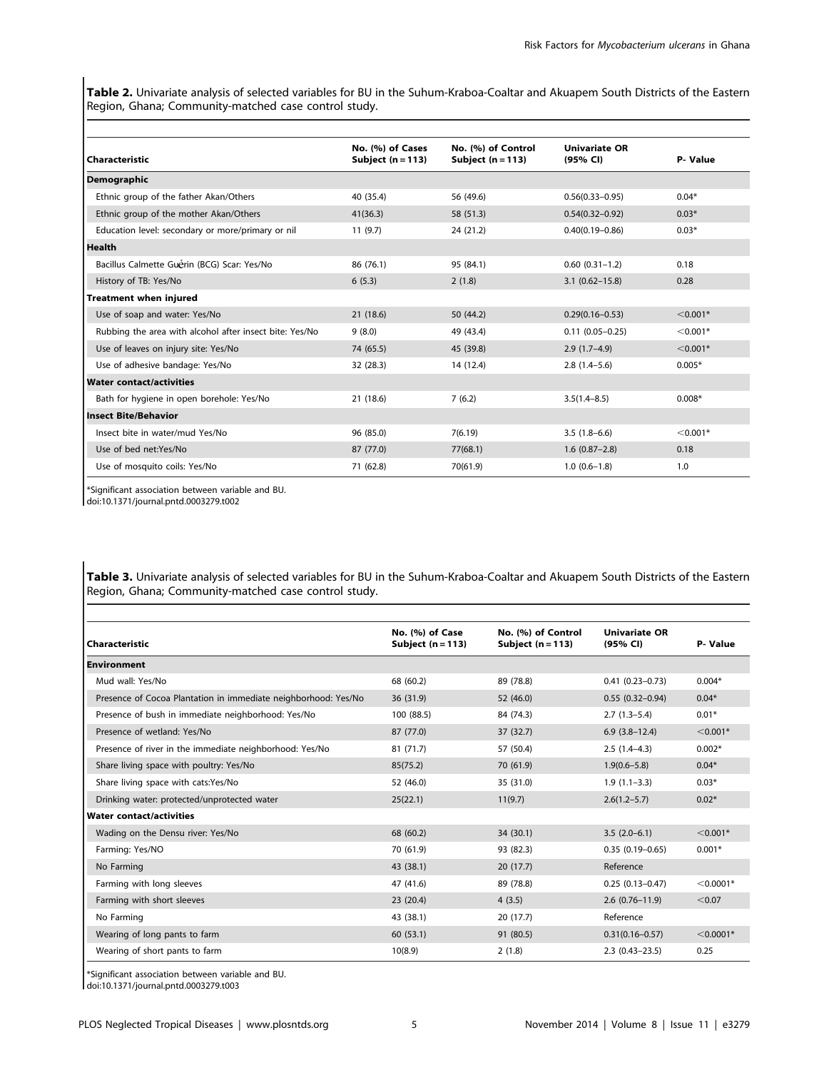**Table 2.** Univariate analysis of selected variables for BU in the Suhum-Kraboa-Coaltar and Akuapem South Districts of the Eastern Region, Ghana; Community-matched case control study.

| Characteristic | No. (%) of Cases Subject (n = 113) | No. (%) of Control Subject (n = 113) | Univariate OR (95% CI) | P- Value |
|---|---|---|---|---|
| **Demographic** | | | | |
| Ethnic group of the father Akan/Others | 40 (35.4) | 56 (49.6) | 0.56(0.33–0.95) | 0.04* |
| Ethnic group of the mother Akan/Others | 41(36.3) | 58 (51.3) | 0.54(0.32–0.92) | 0.03* |
| Education level: secondary or more/primary or nil | 11 (9.7) | 24 (21.2) | 0.40(0.19–0.86) | 0.03* |
| **Health** | | | | |
| Bacillus Calmette Guèrin (BCG) Scar: Yes/No | 86 (76.1) | 95 (84.1) | 0.60 (0.31–1.2) | 0.18 |
| History of TB: Yes/No | 6 (5.3) | 2 (1.8) | 3.1 (0.62–15.8) | 0.28 |
| **Treatment when injured** | | | | |
| Use of soap and water: Yes/No | 21 (18.6) | 50 (44.2) | 0.29(0.16–0.53) | <0.001* |
| Rubbing the area with alcohol after insect bite: Yes/No | 9 (8.0) | 49 (43.4) | 0.11 (0.05–0.25) | <0.001* |
| Use of leaves on injury site: Yes/No | 74 (65.5) | 45 (39.8) | 2.9 (1.7–4.9) | <0.001* |
| Use of adhesive bandage: Yes/No | 32 (28.3) | 14 (12.4) | 2.8 (1.4–5.6) | 0.005* |
| **Water contact/activities** | | | | |
| Bath for hygiene in open borehole: Yes/No | 21 (18.6) | 7 (6.2) | 3.5(1.4–8.5) | 0.008* |
| **Insect Bite/Behavior** | | | | |
| Insect bite in water/mud Yes/No | 96 (85.0) | 7(6.19) | 3.5 (1.8–6.6) | <0.001* |
| Use of bed net:Yes/No | 87 (77.0) | 77(68.1) | 1.6 (0.87–2.8) | 0.18 |
| Use of mosquito coils: Yes/No | 71 (62.8) | 70(61.9) | 1.0 (0.6–1.8) | 1.0 |

*Significant association between variable and BU.
doi:10.1371/journal.pntd.0003279.t002

**Table 3.** Univariate analysis of selected variables for BU in the Suhum-Kraboa-Coaltar and Akuapem South Districts of the Eastern Region, Ghana; Community-matched case control study.

| Characteristic | No. (%) of Case Subject (n = 113) | No. (%) of Control Subject (n = 113) | Univariate OR (95% CI) | P- Value |
|---|---|---|---|---|
| **Environment** | | | | |
| Mud wall: Yes/No | 68 (60.2) | 89 (78.8) | 0.41 (0.23–0.73) | 0.004* |
| Presence of Cocoa Plantation in immediate neighborhood: Yes/No | 36 (31.9) | 52 (46.0) | 0.55 (0.32–0.94) | 0.04* |
| Presence of bush in immediate neighborhood: Yes/No | 100 (88.5) | 84 (74.3) | 2.7 (1.3–5.4) | 0.01* |
| Presence of wetland: Yes/No | 87 (77.0) | 37 (32.7) | 6.9 (3.8–12.4) | <0.001* |
| Presence of river in the immediate neighborhood: Yes/No | 81 (71.7) | 57 (50.4) | 2.5 (1.4–4.3) | 0.002* |
| Share living space with poultry: Yes/No | 85(75.2) | 70 (61.9) | 1.9(0.6–5.8) | 0.04* |
| Share living space with cats:Yes/No | 52 (46.0) | 35 (31.0) | 1.9 (1.1–3.3) | 0.03* |
| Drinking water: protected/unprotected water | 25(22.1) | 11(9.7) | 2.6(1.2–5.7) | 0.02* |
| **Water contact/activities** | | | | |
| Wading on the Densu river: Yes/No | 68 (60.2) | 34 (30.1) | 3.5 (2.0–6.1) | <0.001* |
| Farming: Yes/NO | 70 (61.9) | 93 (82.3) | 0.35 (0.19–0.65) | 0.001* |
| No Farming | 43 (38.1) | 20 (17.7) | Reference | |
| Farming with long sleeves | 47 (41.6) | 89 (78.8) | 0.25 (0.13–0.47) | <0.0001* |
| Farming with short sleeves | 23 (20.4) | 4 (3.5) | 2.6 (0.76–11.9) | <0.07 |
| No Farming | 43 (38.1) | 20 (17.7) | Reference | |
| Wearing of long pants to farm | 60 (53.1) | 91 (80.5) | 0.31(0.16–0.57) | <0.0001* |
| Wearing of short pants to farm | 10(8.9) | 2 (1.8) | 2.3 (0.43–23.5) | 0.25 |

*Significant association between variable and BU.
doi:10.1371/journal.pntd.0003279.t003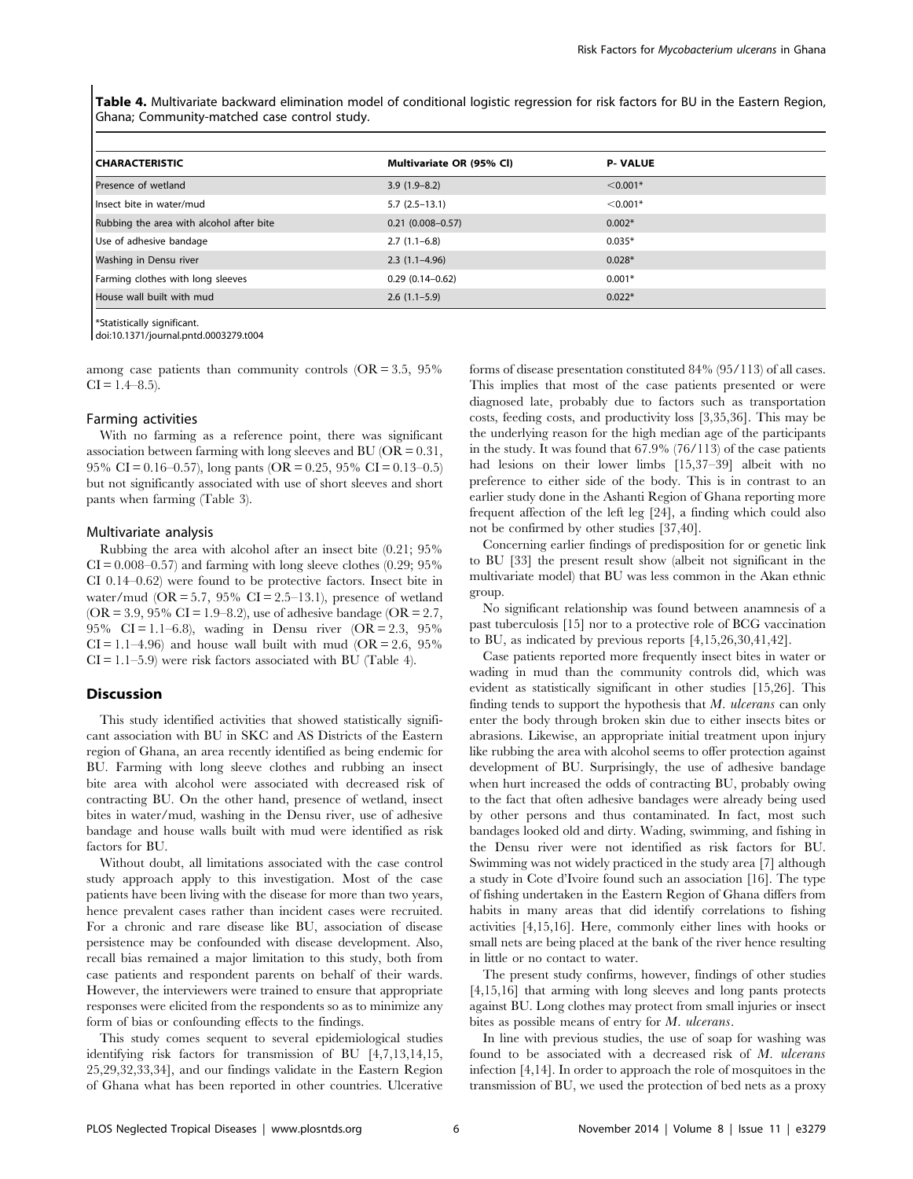**Table 4.** Multivariate backward elimination model of conditional logistic regression for risk factors for BU in the Eastern Region, Ghana; Community-matched case control study.

| CHARACTERISTIC | Multivariate OR (95% CI) | P- VALUE |
|---|---|---|
| Presence of wetland | 3.9 (1.9–8.2) | <0.001* |
| Insect bite in water/mud | 5.7 (2.5–13.1) | <0.001* |
| Rubbing the area with alcohol after bite | 0.21 (0.008–0.57) | 0.002* |
| Use of adhesive bandage | 2.7 (1.1–6.8) | 0.035* |
| Washing in Densu river | 2.3 (1.1–4.96) | 0.028* |
| Farming clothes with long sleeves | 0.29 (0.14–0.62) | 0.001* |
| House wall built with mud | 2.6 (1.1–5.9) | 0.022* |

*Statistically significant.
doi:10.1371/journal.pntd.0003279.t004

among case patients than community controls (OR = 3.5, 95% CI = 1.4–8.5).

### Farming activities

With no farming as a reference point, there was significant association between farming with long sleeves and BU (OR = 0.31, 95% CI = 0.16–0.57), long pants (OR = 0.25, 95% CI = 0.13–0.5) but not significantly associated with use of short sleeves and short pants when farming (Table 3).

### Multivariate analysis

Rubbing the area with alcohol after an insect bite (0.21; 95% CI = 0.008–0.57) and farming with long sleeve clothes (0.29; 95% CI 0.14–0.62) were found to be protective factors. Insect bite in water/mud (OR = 5.7, 95% CI = 2.5–13.1), presence of wetland (OR = 3.9, 95% CI = 1.9–8.2), use of adhesive bandage (OR = 2.7, 95% CI = 1.1–6.8), wading in Densu river (OR = 2.3, 95% CI = 1.1–4.96) and house wall built with mud (OR = 2.6, 95% CI = 1.1–5.9) were risk factors associated with BU (Table 4).

## Discussion

This study identified activities that showed statistically significant association with BU in SKC and AS Districts of the Eastern region of Ghana, an area recently identified as being endemic for BU. Farming with long sleeve clothes and rubbing an insect bite area with alcohol were associated with decreased risk of contracting BU. On the other hand, presence of wetland, insect bites in water/mud, washing in the Densu river, use of adhesive bandage and house walls built with mud were identified as risk factors for BU.

Without doubt, all limitations associated with the case control study approach apply to this investigation. Most of the case patients have been living with the disease for more than two years, hence prevalent cases rather than incident cases were recruited. For a chronic and rare disease like BU, association of disease persistence may be confounded with disease development. Also, recall bias remained a major limitation to this study, both from case patients and respondent parents on behalf of their wards. However, the interviewers were trained to ensure that appropriate responses were elicited from the respondents so as to minimize any form of bias or confounding effects to the findings.

This study comes sequent to several epidemiological studies identifying risk factors for transmission of BU [4,7,13,14,15, 25,29,32,33,34], and our findings validate in the Eastern Region of Ghana what has been reported in other countries. Ulcerative forms of disease presentation constituted 84% (95/113) of all cases. This implies that most of the case patients presented or were diagnosed late, probably due to factors such as transportation costs, feeding costs, and productivity loss [3,35,36]. This may be the underlying reason for the high median age of the participants in the study. It was found that 67.9% (76/113) of the case patients had lesions on their lower limbs [15,37–39] albeit with no preference to either side of the body. This is in contrast to an earlier study done in the Ashanti Region of Ghana reporting more frequent affection of the left leg [24], a finding which could also not be confirmed by other studies [37,40].

Concerning earlier findings of predisposition for or genetic link to BU [33] the present result show (albeit not significant in the multivariate model) that BU was less common in the Akan ethnic group.

No significant relationship was found between anamnesis of a past tuberculosis [15] nor to a protective role of BCG vaccination to BU, as indicated by previous reports [4,15,26,30,41,42].

Case patients reported more frequently insect bites in water or wading in mud than the community controls did, which was evident as statistically significant in other studies [15,26]. This finding tends to support the hypothesis that *M. ulcerans* can only enter the body through broken skin due to either insects bites or abrasions. Likewise, an appropriate initial treatment upon injury like rubbing the area with alcohol seems to offer protection against development of BU. Surprisingly, the use of adhesive bandage when hurt increased the odds of contracting BU, probably owing to the fact that often adhesive bandages were already being used by other persons and thus contaminated. In fact, most such bandages looked old and dirty. Wading, swimming, and fishing in the Densu river were not identified as risk factors for BU. Swimming was not widely practiced in the study area [7] although a study in Cote d'Ivoire found such an association [16]. The type of fishing undertaken in the Eastern Region of Ghana differs from habits in many areas that did identify correlations to fishing activities [4,15,16]. Here, commonly either lines with hooks or small nets are being placed at the bank of the river hence resulting in little or no contact to water.

The present study confirms, however, findings of other studies [4,15,16] that arming with long sleeves and long pants protects against BU. Long clothes may protect from small injuries or insect bites as possible means of entry for *M. ulcerans*.

In line with previous studies, the use of soap for washing was found to be associated with a decreased risk of *M. ulcerans* infection [4,14]. In order to approach the role of mosquitoes in the transmission of BU, we used the protection of bed nets as a proxy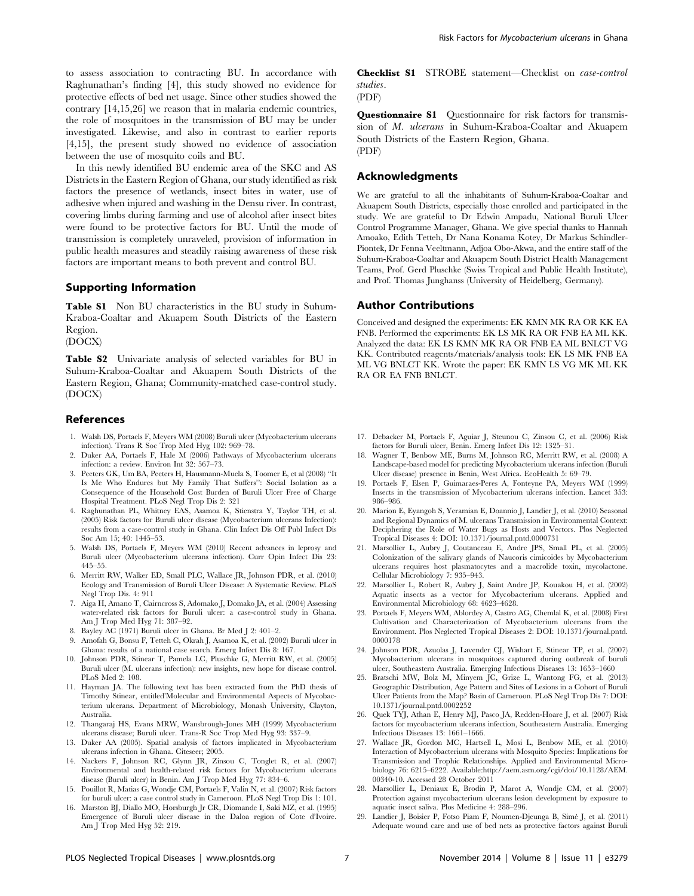to assess association to contracting BU. In accordance with Raghunathan's finding [4], this study showed no evidence for protective effects of bed net usage. Since other studies showed the contrary [14,15,26] we reason that in malaria endemic countries, the role of mosquitoes in the transmission of BU may be under investigated. Likewise, and also in contrast to earlier reports [4,15], the present study showed no evidence of association between the use of mosquito coils and BU.

In this newly identified BU endemic area of the SKC and AS Districts in the Eastern Region of Ghana, our study identified as risk factors the presence of wetlands, insect bites in water, use of adhesive when injured and washing in the Densu river. In contrast, covering limbs during farming and use of alcohol after insect bites were found to be protective factors for BU. Until the mode of transmission is completely unraveled, provision of information in public health measures and steadily raising awareness of these risk factors are important means to both prevent and control BU.

## Supporting Information

**Table S1** Non BU characteristics in the BU study in Suhum-Kraboa-Coaltar and Akuapem South Districts of the Eastern Region.
(DOCX)

**Table S2** Univariate analysis of selected variables for BU in Suhum-Kraboa-Coaltar and Akuapem South Districts of the Eastern Region, Ghana; Community-matched case-control study.
(DOCX)

**Checklist S1** STROBE statement—Checklist on *case-control studies*.
(PDF)

**Questionnaire S1** Questionnaire for risk factors for transmission of *M. ulcerans* in Suhum-Kraboa-Coaltar and Akuapem South Districts of the Eastern Region, Ghana.
(PDF)

## Acknowledgments

We are grateful to all the inhabitants of Suhum-Kraboa-Coaltar and Akuapem South Districts, especially those enrolled and participated in the study. We are grateful to Dr Edwin Ampadu, National Buruli Ulcer Control Programme Manager, Ghana. We give special thanks to Hannah Amoako, Edith Tetteh, Dr Nana Konama Kotey, Dr Markus Schindler-Piontek, Dr Fenna Veeltmann, Adjoa Obo-Akwa, and the entire staff of the Suhum-Kraboa-Coaltar and Akuapem South District Health Management Teams, Prof. Gerd Pluschke (Swiss Tropical and Public Health Institute), and Prof. Thomas Junghanss (University of Heidelberg, Germany).

## Author Contributions

Conceived and designed the experiments: EK KMN MK RA OR KK EA FNB. Performed the experiments: EK LS MK RA OR FNB EA ML KK. Analyzed the data: EK LS KMN MK RA OR FNB EA ML BNLCT VG KK. Contributed reagents/materials/analysis tools: EK LS MK FNB EA ML VG BNLCT KK. Wrote the paper: EK KMN LS VG MK ML KK RA OR EA FNB BNLCT.

## References

1. Walsh DS, Portaels F, Meyers WM (2008) Buruli ulcer (Mycobacterium ulcerans infection). Trans R Soc Trop Med Hyg 102: 969–78.
2. Duker AA, Portaels F, Hale M (2006) Pathways of Mycobacterium ulcerans infection: a review. Environ Int 32: 567–73.
3. Peeters GK, Um BA, Peeters H, Hausmann-Muela S, Toomer E, et al (2008) "It Is Me Who Endures but My Family That Suffers": Social Isolation as a Consequence of the Household Cost Burden of Buruli Ulcer Free of Charge Hospital Treatment. PLoS Negl Trop Dis 2: 321
4. Raghunathan PL, Whitney EAS, Asamoa K, Stienstra Y, Taylor TH, et al. (2005) Risk factors for Buruli ulcer disease (Mycobacterium ulcerans Infection): results from a case-control study in Ghana. Clin Infect Dis Off Publ Infect Dis Soc Am 15; 40: 1445–53.
5. Walsh DS, Portaels F, Meyers WM (2010) Recent advances in leprosy and Buruli ulcer (Mycobacterium ulcerans infection). Curr Opin Infect Dis 23: 445–55.
6. Merritt RW, Walker ED, Small PLC, Wallace JR, Johnson PDR, et al. (2010) Ecology and Transmission of Buruli Ulcer Disease: A Systematic Review. PLoS Negl Trop Dis. 4: 911
7. Aiga H, Amano T, Cairncross S, Adomako J, Domako JA, et al. (2004) Assessing water-related risk factors for Buruli ulcer: a case-control study in Ghana. Am J Trop Med Hyg 71: 387–92.
8. Bayley AC (1971) Buruli ulcer in Ghana. Br Med J 2: 401–2.
9. Amofah G, Bonsu F, Tetteh C, Okrah J, Asamoa K, et al. (2002) Buruli ulcer in Ghana: results of a national case search. Emerg Infect Dis 8: 167.
10. Johnson PDR, Stinear T, Pamela LC, Pluschke G, Merritt RW, et al. (2005) Buruli ulcer (M. ulcerans infection): new insights, new hope for disease control. PLoS Med 2: 108.
11. Hayman JA. The following text has been extracted from the PhD thesis of Timothy Stinear, entitled'Molecular and Environmental Aspects of Mycobacterium ulcerans. Department of Microbiology, Monash University, Clayton, Australia.
12. Thangaraj HS, Evans MRW, Wansbrough-Jones MH (1999) Mycobacterium ulcerans disease; Buruli ulcer. Trans-R Soc Trop Med Hyg 93: 337–9.
13. Duker AA (2005). Spatial analysis of factors implicated in Mycobacterium ulcerans infection in Ghana. Citeseer; 2005.
14. Nackers F, Johnson RC, Glynn JR, Zinsou C, Tonglet R, et al. (2007) Environmental and health-related risk factors for Mycobacterium ulcerans disease (Buruli ulcer) in Benin. Am J Trop Med Hyg 77: 834–6.
15. Pouillot R, Matias G, Wondje CM, Portaels F, Valin N, et al. (2007) Risk factors for buruli ulcer: a case control study in Cameroon. PLoS Negl Trop Dis 1: 101.
16. Marston BJ, Diallo MO, Horsburgh Jr CR, Diomande I, Saki MZ, et al. (1995) Emergence of Buruli ulcer disease in the Daloa region of Cote d'Ivoire. Am J Trop Med Hyg 52: 219.
17. Debacker M, Portaels F, Aguiar J, Steunou C, Zinsou C, et al. (2006) Risk factors for Buruli ulcer, Benin. Emerg Infect Dis 12: 1325–31.
18. Wagner T, Benbow ME, Burns M, Johnson RC, Merritt RW, et al. (2008) A Landscape-based model for predicting Mycobacterium ulcerans infection (Buruli Ulcer disease) presence in Benin, West Africa. EcoHealth 5: 69–79.
19. Portaels F, Elsen P, Guimaraes-Peres A, Fonteyne PA, Meyers WM (1999) Insects in the transmission of Mycobacterium ulcerans infection. Lancet 353: 986–986.
20. Marion E, Eyangoh S, Yeramian E, Doannio J, Landier J, et al. (2010) Seasonal and Regional Dynamics of M. ulcerans Transmission in Environmental Context: Deciphering the Role of Water Bugs as Hosts and Vectors. Plos Neglected Tropical Diseases 4: DOI: 10.1371/journal.pntd.0000731
21. Marsollier L, Aubry J, Coutanceau E, Andre JPS, Small PL, et al. (2005) Colonization of the salivary glands of Naucoris cimicoides by Mycobacterium ulcerans requires host plasmatocytes and a macrolide toxin, mycolactone. Cellular Microbiology 7: 935–943.
22. Marsollier L, Robert R, Aubry J, Saint Andre JP, Kouakou H, et al. (2002) Aquatic insects as a vector for Mycobacterium ulcerans. Applied and Environmental Microbiology 68: 4623–4628.
23. Portaels F, Meyers WM, Ablordey A, Castro AG, Chemlal K, et al. (2008) First Cultivation and Characterization of Mycobacterium ulcerans from the Environment. Plos Neglected Tropical Diseases 2: DOI: 10.1371/journal.pntd.0000178
24. Johnson PDR, Azuolas J, Lavender CJ, Wishart E, Stinear TP, et al. (2007) Mycobacterium ulcerans in mosquitoes captured during outbreak of buruli ulcer, Southeastern Australia. Emerging Infectious Diseases 13: 1653–1660
25. Bratschi MW, Bolz M, Minyem JC, Grize L, Wantong FG, et al. (2013) Geographic Distribution, Age Pattern and Sites of Lesions in a Cohort of Buruli Ulcer Patients from the Map? Basin of Cameroon. PLoS Negl Trop Dis 7: DOI: 10.1371/journal.pntd.0002252
26. Quek TYJ, Athan E, Henry MJ, Pasco JA, Redden-Hoare J, et al. (2007) Risk factors for mycobacterium ulcerans infection, Southeastern Australia. Emerging Infectious Diseases 13: 1661–1666.
27. Wallace JR, Gordon MC, Hartsell L, Mosi L, Benbow ME, et al. (2010) Interaction of Mycobacterium ulcerans with Mosquito Species: Implications for Transmission and Trophic Relationships. Applied and Environmental Microbiology 76: 6215–6222. Available:http://aem.asm.org/cgi/doi/10.1128/AEM.00340-10. Accessed 28 October 2011
28. Marsollier L, Deniaux E, Brodin P, Marot A, Wondje CM, et al. (2007) Protection against mycobacterium ulcerans lesion development by exposure to aquatic insect saliva. Plos Medicine 4: 288–296.
29. Landier J, Boisier P, Fotso Piam F, Noumen-Djeunga B, Simé J, et al. (2011) Adequate wound care and use of bed nets as protective factors against Buruli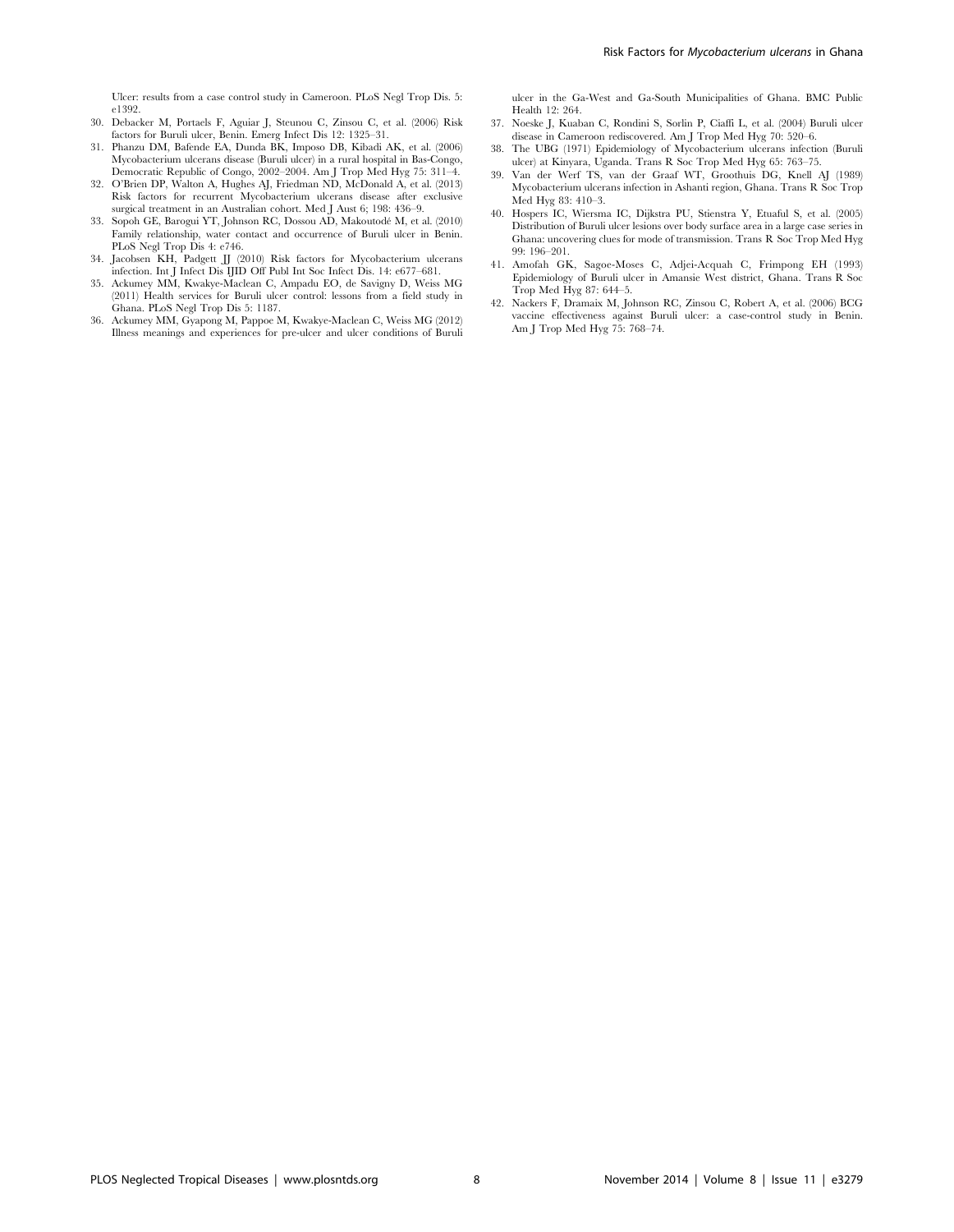Ulcer: results from a case control study in Cameroon. PLoS Negl Trop Dis. 5: e1392.

30. Debacker M, Portaels F, Aguiar J, Steunou C, Zinsou C, et al. (2006) Risk factors for Buruli ulcer, Benin. Emerg Infect Dis 12: 1325–31.
31. Phanzu DM, Bafende EA, Dunda BK, Imposo DB, Kibadi AK, et al. (2006) Mycobacterium ulcerans disease (Buruli ulcer) in a rural hospital in Bas-Congo, Democratic Republic of Congo, 2002–2004. Am J Trop Med Hyg 75: 311–4.
32. O'Brien DP, Walton A, Hughes AJ, Friedman ND, McDonald A, et al. (2013) Risk factors for recurrent Mycobacterium ulcerans disease after exclusive surgical treatment in an Australian cohort. Med J Aust 6; 198: 436–9.
33. Sopoh GE, Barogui YT, Johnson RC, Dossou AD, Makoutodé M, et al. (2010) Family relationship, water contact and occurrence of Buruli ulcer in Benin. PLoS Negl Trop Dis 4: e746.
34. Jacobsen KH, Padgett JJ (2010) Risk factors for Mycobacterium ulcerans infection. Int J Infect Dis IJID Off Publ Int Soc Infect Dis. 14: e677–681.
35. Ackumey MM, Kwakye-Maclean C, Ampadu EO, de Savigny D, Weiss MG (2011) Health services for Buruli ulcer control: lessons from a field study in Ghana. PLoS Negl Trop Dis 5: 1187.
36. Ackumey MM, Gyapong M, Pappoe M, Kwakye-Maclean C, Weiss MG (2012) Illness meanings and experiences for pre-ulcer and ulcer conditions of Buruli ulcer in the Ga-West and Ga-South Municipalities of Ghana. BMC Public Health 12: 264.
37. Noeske J, Kuaban C, Rondini S, Sorlin P, Ciaffi L, et al. (2004) Buruli ulcer disease in Cameroon rediscovered. Am J Trop Med Hyg 70: 520–6.
38. The UBG (1971) Epidemiology of Mycobacterium ulcerans infection (Buruli ulcer) at Kinyara, Uganda. Trans R Soc Trop Med Hyg 65: 763–75.
39. Van der Werf TS, van der Graaf WT, Groothuis DG, Knell AJ (1989) Mycobacterium ulcerans infection in Ashanti region, Ghana. Trans R Soc Trop Med Hyg 83: 410–3.
40. Hospers IC, Wiersma IC, Dijkstra PU, Stienstra Y, Etuaful S, et al. (2005) Distribution of Buruli ulcer lesions over body surface area in a large case series in Ghana: uncovering clues for mode of transmission. Trans R Soc Trop Med Hyg 99: 196–201.
41. Amofah GK, Sagoe-Moses C, Adjei-Acquah C, Frimpong EH (1993) Epidemiology of Buruli ulcer in Amansie West district, Ghana. Trans R Soc Trop Med Hyg 87: 644–5.
42. Nackers F, Dramaix M, Johnson RC, Zinsou C, Robert A, et al. (2006) BCG vaccine effectiveness against Buruli ulcer: a case-control study in Benin. Am J Trop Med Hyg 75: 768–74.